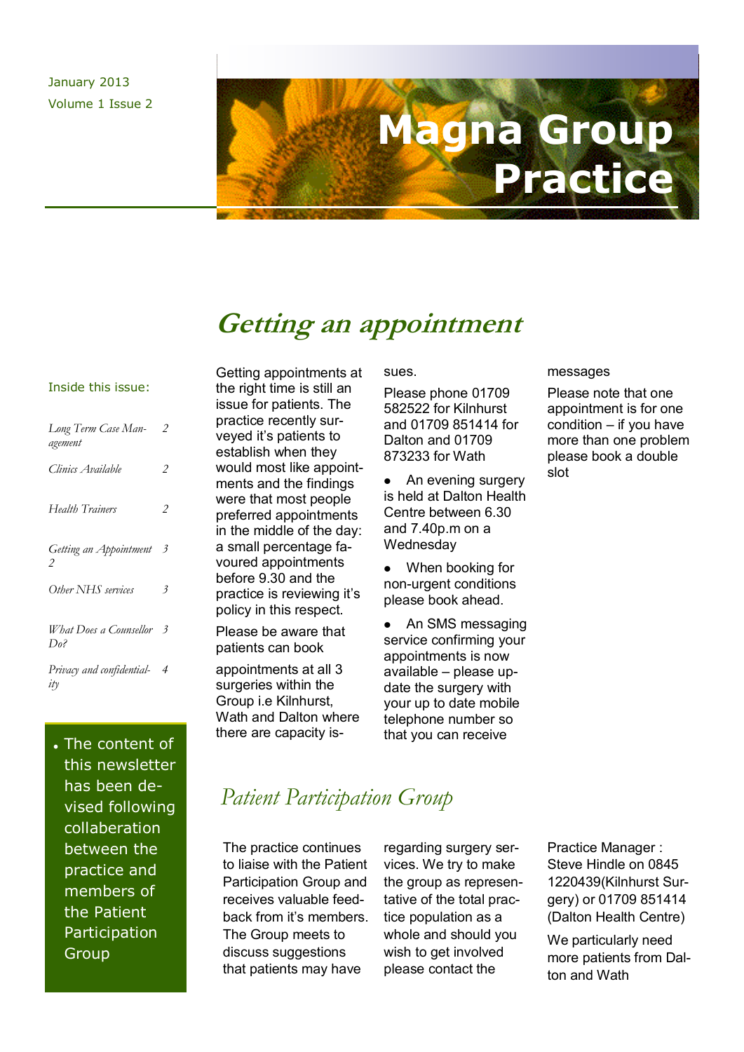January 2013
Volume 1 Issue 2

# Magna Group Practice

Inside this issue:

| | |
|---|---|
| *Long Term Case Management* | *2* |
| *Clinics Available* | *2* |
| *Health Trainers* | *2* |
| *Getting an Appointment 2* | *3* |
| *Other NHS services* | *3* |
| *What Does a Counsellor Do?* | *3* |
| *Privacy and confidentiality* | *4* |

- The content of this newsletter has been devised following collaboration between the practice and members of the Patient Participation Group

## *Getting an appointment*

Getting appointments at the right time is still an issue for patients. The practice recently surveyed it's patients to establish when they would most like appointments and the findings were that most people preferred appointments in the middle of the day: a small percentage favoured appointments before 9.30 and the practice is reviewing it's policy in this respect.

Please be aware that patients can book appointments at all 3 surgeries within the Group i.e Kilnhurst, Wath and Dalton where there are capacity issues.

Please phone 01709 582522 for Kilnhurst and 01709 851414 for Dalton and 01709 873233 for Wath

- An evening surgery is held at Dalton Health Centre between 6.30 and 7.40p.m on a Wednesday
- When booking for non-urgent conditions please book ahead.
- An SMS messaging service confirming your appointments is now available – please update the surgery with your up to date mobile telephone number so that you can receive messages

Please note that one appointment is for one condition – if you have more than one problem please book a double slot

## *Patient Participation Group*

The practice continues to liaise with the Patient Participation Group and receives valuable feedback from it's members. The Group meets to discuss suggestions that patients may have regarding surgery services. We try to make the group as representative of the total practice population as a whole and should you wish to get involved please contact the Practice Manager : Steve Hindle on 0845 1220439(Kilnhurst Surgery) or 01709 851414 (Dalton Health Centre)

We particularly need more patients from Dalton and Wath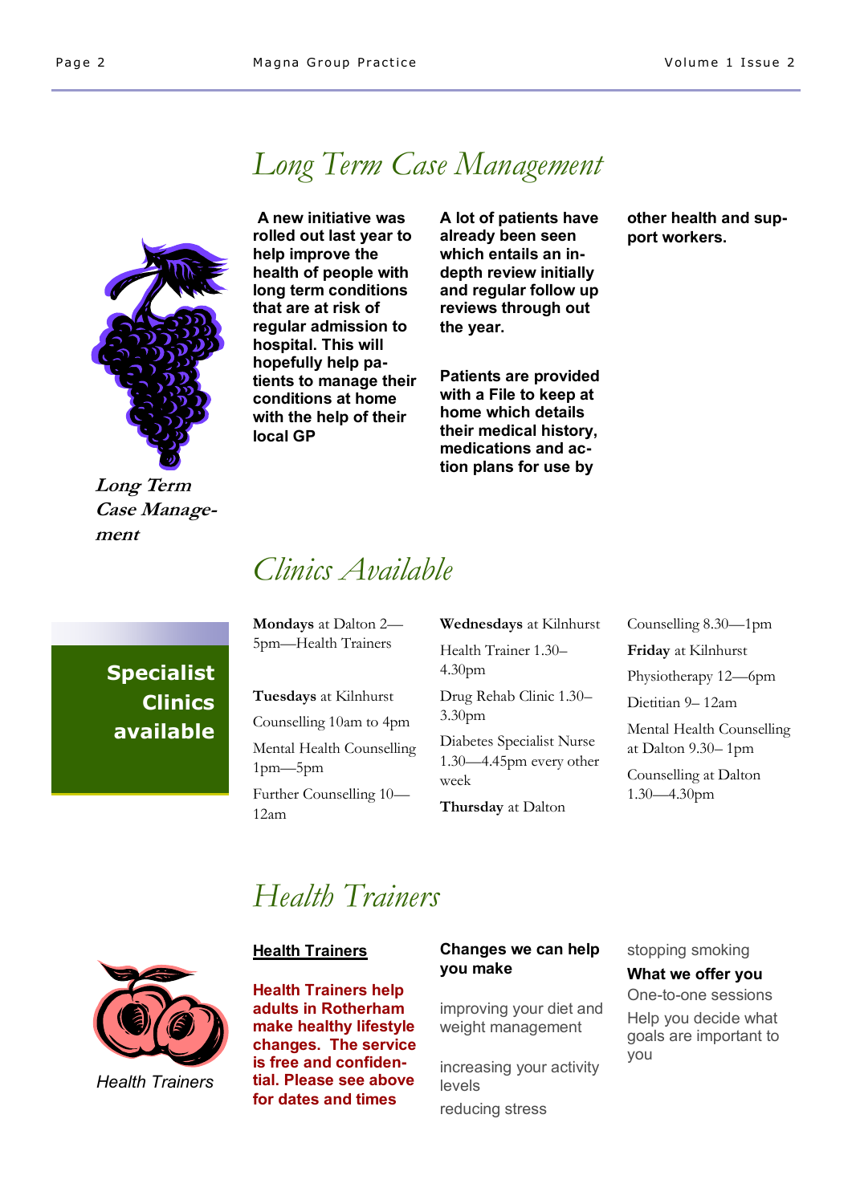## Long Term Case Management

*Long Term Case Management*

**A new initiative was rolled out last year to help improve the health of people with long term conditions that are at risk of regular admission to hospital. This will hopefully help patients to manage their conditions at home with the help of their local GP**

**A lot of patients have already been seen which entails an in-depth review initially and regular follow up reviews through out the year.**

**Patients are provided with a File to keep at home which details their medical history, medications and action plans for use by other health and support workers.**

## Clinics Available

**Specialist Clinics available**

**Mondays** at Dalton 2—5pm—Health Trainers

**Tuesdays** at Kilnhurst

Counselling 10am to 4pm

Mental Health Counselling 1pm—5pm

Further Counselling 10—12am

**Wednesdays** at Kilnhurst

Health Trainer 1.30–4.30pm

Drug Rehab Clinic 1.30–3.30pm

Diabetes Specialist Nurse 1.30—4.45pm every other week

**Thursday** at Dalton

Counselling 8.30—1pm

**Friday** at Kilnhurst

Physiotherapy 12—6pm

Dietitian 9– 12am

Mental Health Counselling at Dalton 9.30– 1pm

Counselling at Dalton 1.30—4.30pm

## Health Trainers

*Health Trainers*

**Health Trainers**

**Health Trainers help adults in Rotherham make healthy lifestyle changes. The service is free and confidential. Please see above for dates and times**

**Changes we can help you make**

improving your diet and weight management

increasing your activity levels

reducing stress

stopping smoking

**What we offer you**

One-to-one sessions

Help you decide what goals are important to you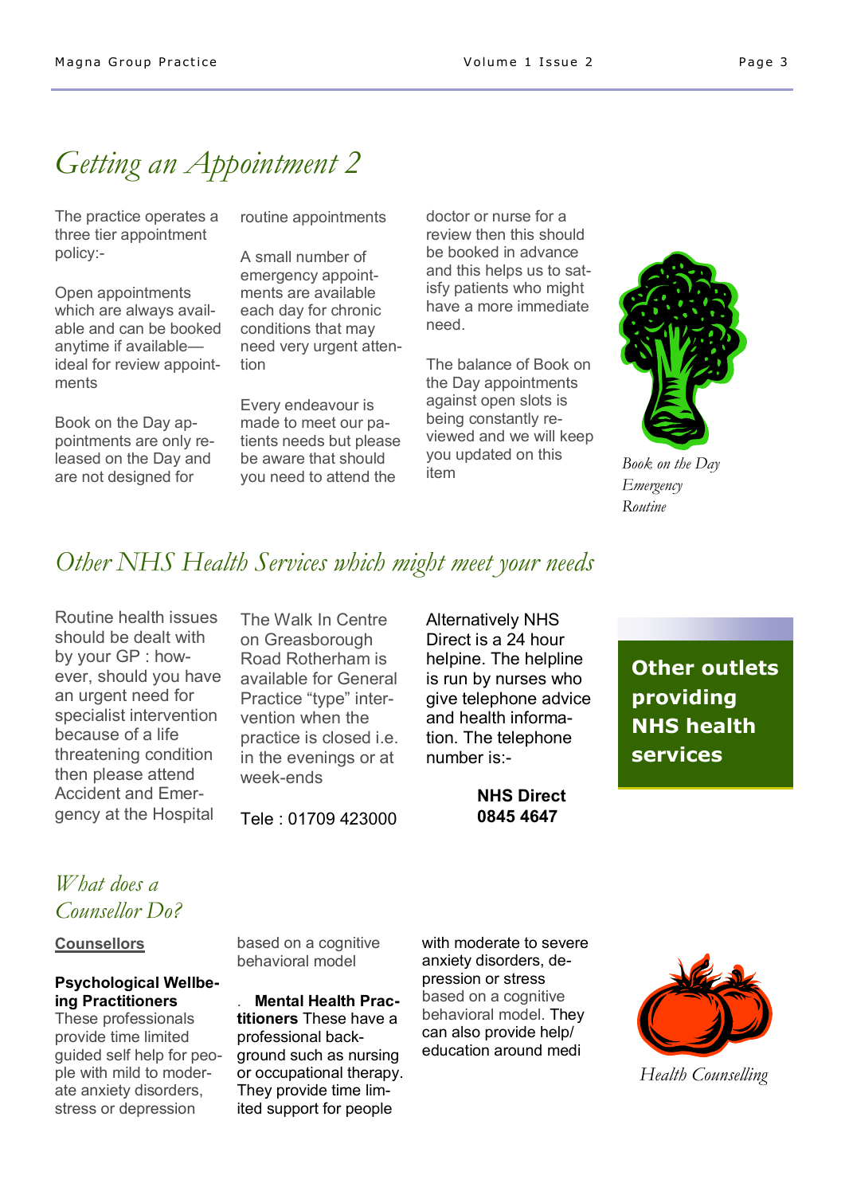## Getting an Appointment 2

The practice operates a three tier appointment policy:-

Open appointments which are always available and can be booked anytime if available—ideal for review appointments

Book on the Day appointments are only released on the Day and are not designed for routine appointments

A small number of emergency appointments are available each day for chronic conditions that may need very urgent attention

Every endeavour is made to meet our patients needs but please be aware that should you need to attend the doctor or nurse for a review then this should be booked in advance and this helps us to satisfy patients who might have a more immediate need.

The balance of Book on the Day appointments against open slots is being constantly reviewed and we will keep you updated on this item

*Book on the Day*
*Emergency*
*Routine*

## Other NHS Health Services which might meet your needs

Routine health issues should be dealt with by your GP : however, should you have an urgent need for specialist intervention because of a life threatening condition then please attend Accident and Emergency at the Hospital

The Walk In Centre on Greasborough Road Rotherham is available for General Practice "type" intervention when the practice is closed i.e. in the evenings or at week-ends

Tele : 01709 423000

Alternatively NHS Direct is a 24 hour helpine. The helpline is run by nurses who give telephone advice and health information. The telephone number is:-

**NHS Direct**
**0845 4647**

**Other outlets providing NHS health services**

## What does a Counsellor Do?

**Counsellors**

**Psychological Wellbeing Practitioners** These professionals provide time limited guided self help for people with mild to moderate anxiety disorders, stress or depression based on a cognitive behavioral model

. **Mental Health Practitioners** These have a professional background such as nursing or occupational therapy. They provide time limited support for people with moderate to severe anxiety disorders, depression or stress based on a cognitive behavioral model. They can also provide help/ education around medi

*Health Counselling*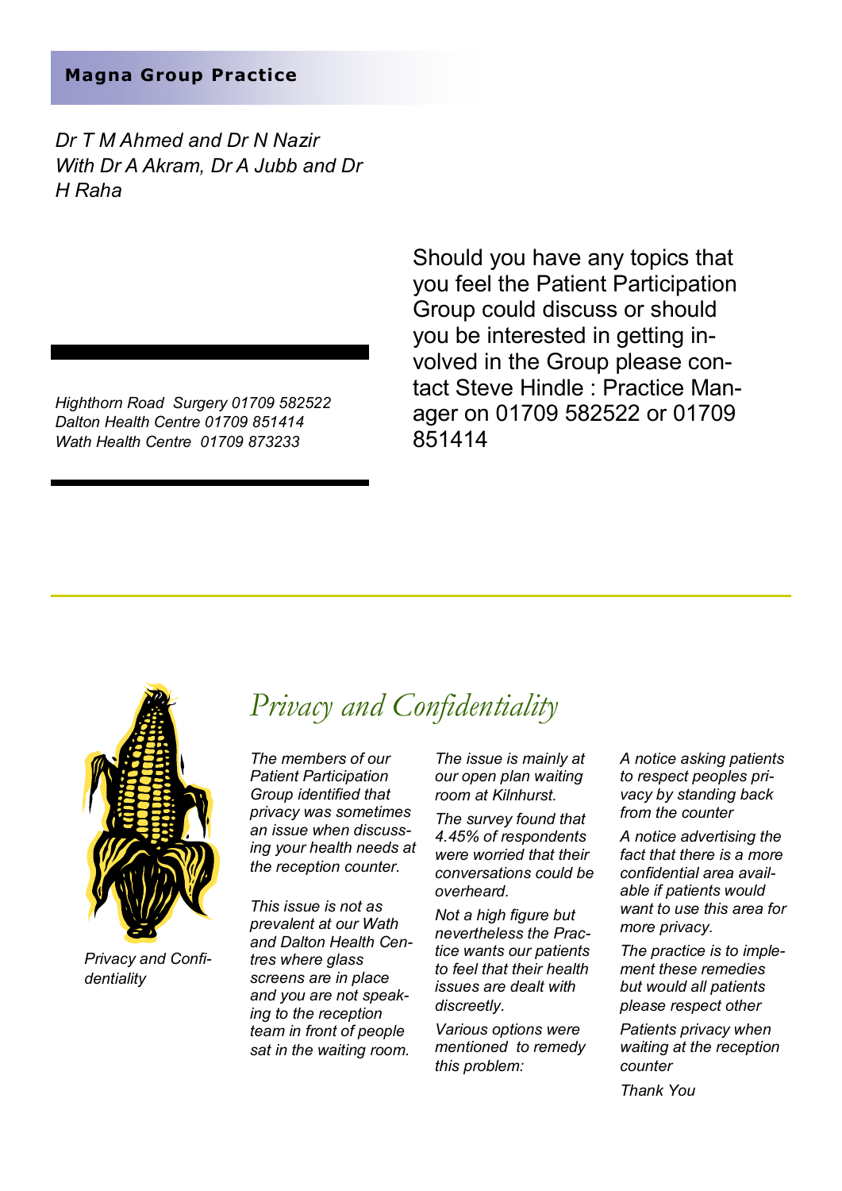**Magna Group Practice**

*Dr T M Ahmed and Dr N Nazir*
*With Dr A Akram, Dr A Jubb and Dr H Raha*

*Highthorn Road Surgery 01709 582522*
*Dalton Health Centre 01709 851414*
*Wath Health Centre 01709 873233*

Should you have any topics that you feel the Patient Participation Group could discuss or should you be interested in getting involved in the Group please contact Steve Hindle : Practice Manager on 01709 582522 or 01709 851414

*Privacy and Confidentiality*

## *Privacy and Confidentiality*

*The members of our Patient Participation Group identified that privacy was sometimes an issue when discussing your health needs at the reception counter.*

*This issue is not as prevalent at our Wath and Dalton Health Centres where glass screens are in place and you are not speaking to the reception team in front of people sat in the waiting room.*

*The issue is mainly at our open plan waiting room at Kilnhurst.*

*The survey found that 4.45% of respondents were worried that their conversations could be overheard.*

*Not a high figure but nevertheless the Practice wants our patients to feel that their health issues are dealt with discreetly.*

*Various options were mentioned to remedy this problem:*

*A notice asking patients to respect peoples privacy by standing back from the counter*

*A notice advertising the fact that there is a more confidential area available if patients would want to use this area for more privacy.*

*The practice is to implement these remedies but would all patients please respect other*

*Patients privacy when waiting at the reception counter*

*Thank You*